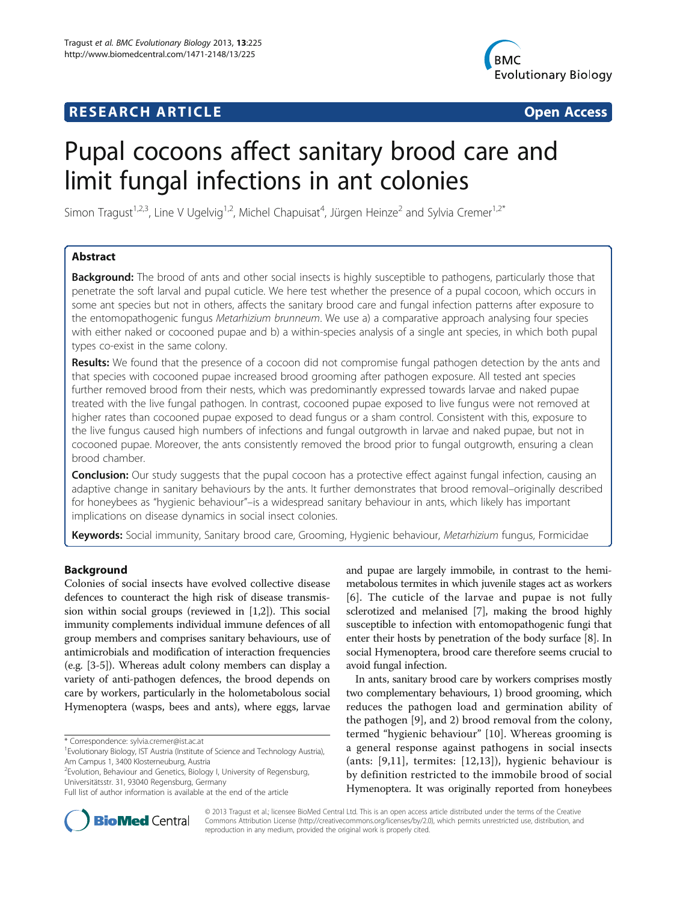**RESEARCH ARTICLE** **Open Access**

# Pupal cocoons affect sanitary brood care and limit fungal infections in ant colonies

Simon Tragust[1,2,3], Line V Ugelvig[1,2], Michel Chapuisat[4], Jürgen Heinze[2] and Sylvia Cremer[1,2*]

## Abstract

**Background:** The brood of ants and other social insects is highly susceptible to pathogens, particularly those that penetrate the soft larval and pupal cuticle. We here test whether the presence of a pupal cocoon, which occurs in some ant species but not in others, affects the sanitary brood care and fungal infection patterns after exposure to the entomopathogenic fungus *Metarhizium brunneum*. We use a) a comparative approach analysing four species with either naked or cocooned pupae and b) a within-species analysis of a single ant species, in which both pupal types co-exist in the same colony.

**Results:** We found that the presence of a cocoon did not compromise fungal pathogen detection by the ants and that species with cocooned pupae increased brood grooming after pathogen exposure. All tested ant species further removed brood from their nests, which was predominantly expressed towards larvae and naked pupae treated with the live fungal pathogen. In contrast, cocooned pupae exposed to live fungus were not removed at higher rates than cocooned pupae exposed to dead fungus or a sham control. Consistent with this, exposure to the live fungus caused high numbers of infections and fungal outgrowth in larvae and naked pupae, but not in cocooned pupae. Moreover, the ants consistently removed the brood prior to fungal outgrowth, ensuring a clean brood chamber.

**Conclusion:** Our study suggests that the pupal cocoon has a protective effect against fungal infection, causing an adaptive change in sanitary behaviours by the ants. It further demonstrates that brood removal–originally described for honeybees as "hygienic behaviour"–is a widespread sanitary behaviour in ants, which likely has important implications on disease dynamics in social insect colonies.

**Keywords:** Social immunity, Sanitary brood care, Grooming, Hygienic behaviour, *Metarhizium* fungus, Formicidae

## Background

Colonies of social insects have evolved collective disease defences to counteract the high risk of disease transmission within social groups (reviewed in [1,2]). This social immunity complements individual immune defences of all group members and comprises sanitary behaviours, use of antimicrobials and modification of interaction frequencies (e.g. [3-5]). Whereas adult colony members can display a variety of anti-pathogen defences, the brood depends on care by workers, particularly in the holometabolous social Hymenoptera (wasps, bees and ants), where eggs, larvae and pupae are largely immobile, in contrast to the hemimetabolous termites in which juvenile stages act as workers [6]. The cuticle of the larvae and pupae is not fully sclerotized and melanised [7], making the brood highly susceptible to infection with entomopathogenic fungi that enter their hosts by penetration of the body surface [8]. In social Hymenoptera, brood care therefore seems crucial to avoid fungal infection.

In ants, sanitary brood care by workers comprises mostly two complementary behaviours, 1) brood grooming, which reduces the pathogen load and germination ability of the pathogen [9], and 2) brood removal from the colony, termed "hygienic behaviour" [10]. Whereas grooming is a general response against pathogens in social insects (ants: [9,11], termites: [12,13]), hygienic behaviour is by definition restricted to the immobile brood of social Hymenoptera. It was originally reported from honeybees

\* Correspondence: sylvia.cremer@ist.ac.at
[1]Evolutionary Biology, IST Austria (Institute of Science and Technology Austria), Am Campus 1, 3400 Klosterneuburg, Austria
[2]Evolution, Behaviour and Genetics, Biology I, University of Regensburg, Universitätsstr. 31, 93040 Regensburg, Germany
Full list of author information is available at the end of the article

© 2013 Tragust et al.; licensee BioMed Central Ltd. This is an open access article distributed under the terms of the Creative Commons Attribution License (http://creativecommons.org/licenses/by/2.0), which permits unrestricted use, distribution, and reproduction in any medium, provided the original work is properly cited.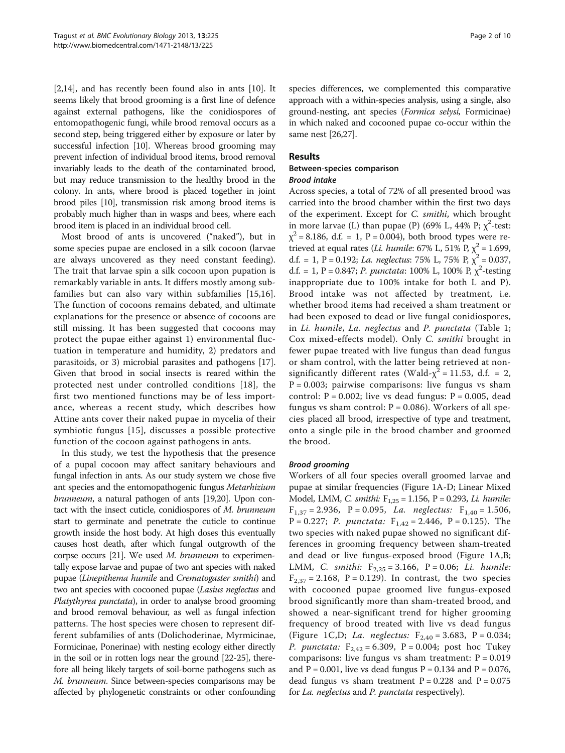[2,14], and has recently been found also in ants [10]. It seems likely that brood grooming is a first line of defence against external pathogens, like the conidiospores of entomopathogenic fungi, while brood removal occurs as a second step, being triggered either by exposure or later by successful infection [10]. Whereas brood grooming may prevent infection of individual brood items, brood removal invariably leads to the death of the contaminated brood, but may reduce transmission to the healthy brood in the colony. In ants, where brood is placed together in joint brood piles [10], transmission risk among brood items is probably much higher than in wasps and bees, where each brood item is placed in an individual brood cell.

Most brood of ants is uncovered ("naked"), but in some species pupae are enclosed in a silk cocoon (larvae are always uncovered as they need constant feeding). The trait that larvae spin a silk cocoon upon pupation is remarkably variable in ants. It differs mostly among subfamilies but can also vary within subfamilies [15,16]. The function of cocoons remains debated, and ultimate explanations for the presence or absence of cocoons are still missing. It has been suggested that cocoons may protect the pupae either against 1) environmental fluctuation in temperature and humidity, 2) predators and parasitoids, or 3) microbial parasites and pathogens [17]. Given that brood in social insects is reared within the protected nest under controlled conditions [18], the first two mentioned functions may be of less importance, whereas a recent study, which describes how Attine ants cover their naked pupae in mycelia of their symbiotic fungus [15], discusses a possible protective function of the cocoon against pathogens in ants.

In this study, we test the hypothesis that the presence of a pupal cocoon may affect sanitary behaviours and fungal infection in ants. As our study system we chose five ant species and the entomopathogenic fungus *Metarhizium brunneum*, a natural pathogen of ants [19,20]. Upon contact with the insect cuticle, conidiospores of *M. brunneum* start to germinate and penetrate the cuticle to continue growth inside the host body. At high doses this eventually causes host death, after which fungal outgrowth of the corpse occurs [21]. We used *M. brunneum* to experimentally expose larvae and pupae of two ant species with naked pupae (*Linepithema humile* and *Crematogaster smithi*) and two ant species with cocooned pupae (*Lasius neglectus* and *Platythyrea punctata*), in order to analyse brood grooming and brood removal behaviour, as well as fungal infection patterns. The host species were chosen to represent different subfamilies of ants (Dolichoderinae, Myrmicinae, Formicinae, Ponerinae) with nesting ecology either directly in the soil or in rotten logs near the ground [22-25], therefore all being likely targets of soil-borne pathogens such as *M. brunneum*. Since between-species comparisons may be affected by phylogenetic constraints or other confounding species differences, we complemented this comparative approach with a within-species analysis, using a single, also ground-nesting, ant species (*Formica selysi*, Formicinae) in which naked and cocooned pupae co-occur within the same nest [26,27].

## Results

### Between-species comparison

#### *Brood intake*

Across species, a total of 72% of all presented brood was carried into the brood chamber within the first two days of the experiment. Except for *C. smithi*, which brought in more larvae (L) than pupae (P) (69% L, 44% P; $\chi^2$-test: $\chi^2 = 8.186$, d.f. = 1, P = 0.004), both brood types were retrieved at equal rates (*Li. humile*: 67% L, 51% P, $\chi^2 = 1.699$, d.f. = 1, P = 0.192; *La. neglectus*: 75% L, 75% P, $\chi^2 = 0.037$, d.f. = 1, P = 0.847; *P. punctata*: 100% L, 100% P, $\chi^2$-testing inappropriate due to 100% intake for both L and P). Brood intake was not affected by treatment, i.e. whether brood items had received a sham treatment or had been exposed to dead or live fungal conidiospores, in *Li. humile*, *La. neglectus* and *P. punctata* (Table 1; Cox mixed-effects model). Only *C. smithi* brought in fewer pupae treated with live fungus than dead fungus or sham control, with the latter being retrieved at non-significantly different rates (Wald-$\chi^2 = 11.53$, d.f. = 2, P = 0.003; pairwise comparisons: live fungus vs sham control: P = 0.002; live vs dead fungus: P = 0.005, dead fungus vs sham control: P = 0.086). Workers of all species placed all brood, irrespective of type and treatment, onto a single pile in the brood chamber and groomed the brood.

#### *Brood grooming*

Workers of all four species overall groomed larvae and pupae at similar frequencies (Figure 1A-D; Linear Mixed Model, LMM, *C. smithi:* $F_{1,25} = 1.156$, P = 0.293, *Li. humile:* $F_{1,37} = 2.936$, P = 0.095, *La. neglectus:* $F_{1,40} = 1.506$, P = 0.227; *P. punctata:* $F_{1,42} = 2.446$, P = 0.125). The two species with naked pupae showed no significant differences in grooming frequency between sham-treated and dead or live fungus-exposed brood (Figure 1A,B; LMM, *C. smithi:* $F_{2,25} = 3.166$, P = 0.06; *Li. humile:* $F_{2,37} = 2.168$, P = 0.129). In contrast, the two species with cocooned pupae groomed live fungus-exposed brood significantly more than sham-treated brood, and showed a near-significant trend for higher grooming frequency of brood treated with live vs dead fungus (Figure 1C,D; *La. neglectus:* $F_{2,40} = 3.683$, P = 0.034; *P. punctata:* $F_{2,42} = 6.309$, P = 0.004; post hoc Tukey comparisons: live fungus vs sham treatment: P = 0.019 and P = 0.001, live vs dead fungus P = 0.134 and P = 0.076, dead fungus vs sham treatment P = 0.228 and P = 0.075 for *La. neglectus* and *P. punctata* respectively).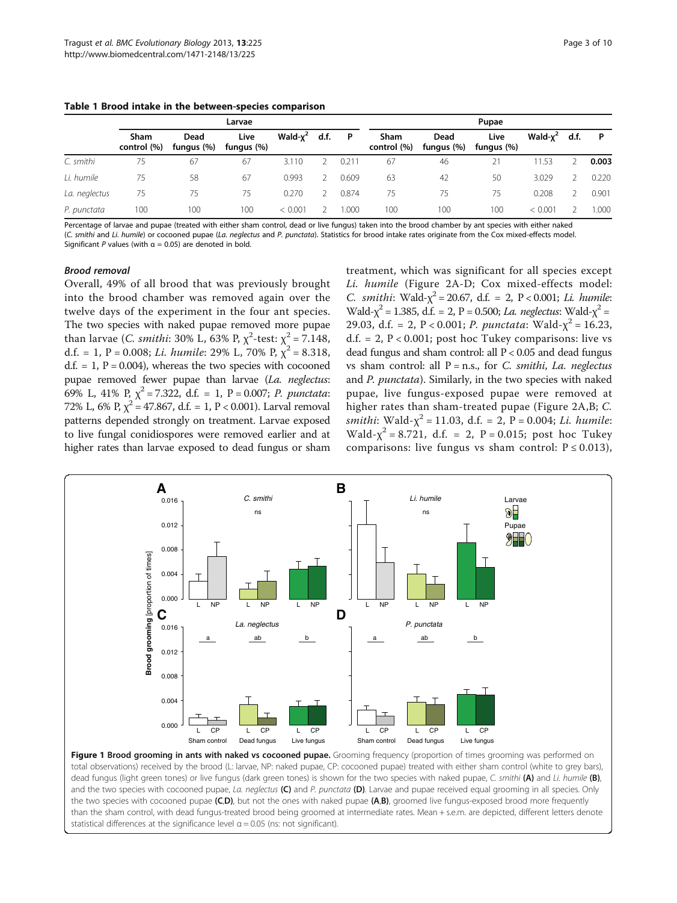**Table 1 Brood intake in the between-species comparison**

| | Larvae | | | | | | Pupae | | | | | |
|---|---|---|---|---|---|---|---|---|---|---|---|---|
| | Sham control (%) | Dead fungus (%) | Live fungus (%) | Wald-$\chi^2$ | d.f. | P | Sham control (%) | Dead fungus (%) | Live fungus (%) | Wald-$\chi^2$ | d.f. | P |
| *C. smithi* | 75 | 67 | 67 | 3.110 | 2 | 0.211 | 67 | 46 | 21 | 11.53 | 2 | **0.003** |
| *Li. humile* | 75 | 58 | 67 | 0.993 | 2 | 0.609 | 63 | 42 | 50 | 3.029 | 2 | 0.220 |
| *La. neglectus* | 75 | 75 | 75 | 0.270 | 2 | 0.874 | 75 | 75 | 75 | 0.208 | 2 | 0.901 |
| *P. punctata* | 100 | 100 | 100 | < 0.001 | 2 | 1.000 | 100 | 100 | 100 | < 0.001 | 2 | 1.000 |

Percentage of larvae and pupae (treated with either sham control, dead or live fungus) taken into the brood chamber by ant species with either naked (*C. smithi* and *Li. humile*) or cocooned pupae (*La. neglectus* and *P. punctata*). Statistics for brood intake rates originate from the Cox mixed-effects model. Significant *P* values (with α = 0.05) are denoted in bold.

### *Brood removal*

Overall, 49% of all brood that was previously brought into the brood chamber was removed again over the twelve days of the experiment in the four ant species. The two species with naked pupae removed more pupae than larvae (*C. smithi*: 30% L, 63% P, $\chi^2$-test: $\chi^2 = 7.148$, d.f. = 1, P = 0.008; *Li. humile*: 29% L, 70% P, $\chi^2 = 8.318$, d.f. = 1, P = 0.004), whereas the two species with cocooned pupae removed fewer pupae than larvae (*La. neglectus*: 69% L, 41% P, $\chi^2 = 7.322$, d.f. = 1, P = 0.007; *P. punctata*: 72% L, 6% P, $\chi^2 = 47.867$, d.f. = 1, P < 0.001). Larval removal patterns depended strongly on treatment. Larvae exposed to live fungal conidiospores were removed earlier and at higher rates than larvae exposed to dead fungus or sham treatment, which was significant for all species except *Li. humile* (Figure 2A-D; Cox mixed-effects model: *C. smithi*: Wald-$\chi^2$ = 20.67, d.f. = 2, P < 0.001; *Li. humile*: Wald-$\chi^2$ = 1.385, d.f. = 2, P = 0.500; *La. neglectus*: Wald-$\chi^2$ = 29.03, d.f. = 2, P < 0.001; *P. punctata*: Wald-$\chi^2$ = 16.23, d.f. = 2, P < 0.001; post hoc Tukey comparisons: live vs dead fungus and sham control: all P < 0.05 and dead fungus vs sham control: all P = n.s., for *C. smithi*, *La. neglectus* and *P. punctata*). Similarly, in the two species with naked pupae, live fungus-exposed pupae were removed at higher rates than sham-treated pupae (Figure 2A,B; *C. smithi*: Wald-$\chi^2$ = 11.03, d.f. = 2, P = 0.004; *Li. humile*: Wald-$\chi^2$ = 8.721, d.f. = 2, P = 0.015; post hoc Tukey comparisons: live fungus vs sham control: P ≤ 0.013),

**Figure 1 Brood grooming in ants with naked vs cocooned pupae.** Grooming frequency (proportion of times grooming was performed on total observations) received by the brood (L: larvae, NP: naked pupae, CP: cocooned pupae) treated with either sham control (white to grey bars), dead fungus (light green tones) or live fungus (dark green tones) is shown for the two species with naked pupae, *C. smithi* **(A)** and *Li. humile* **(B)**, and the two species with cocooned pupae, *La. neglectus* **(C)** and *P. punctata* **(D)**. Larvae and pupae received equal grooming in all species. Only the two species with cocooned pupae **(C,D)**, but not the ones with naked pupae **(A,B)**, groomed live fungus-exposed brood more frequently than the sham control, with dead fungus-treated brood being groomed at intermediate rates. Mean + s.e.m. are depicted, different letters denote statistical differences at the significance level α = 0.05 (ns: not significant).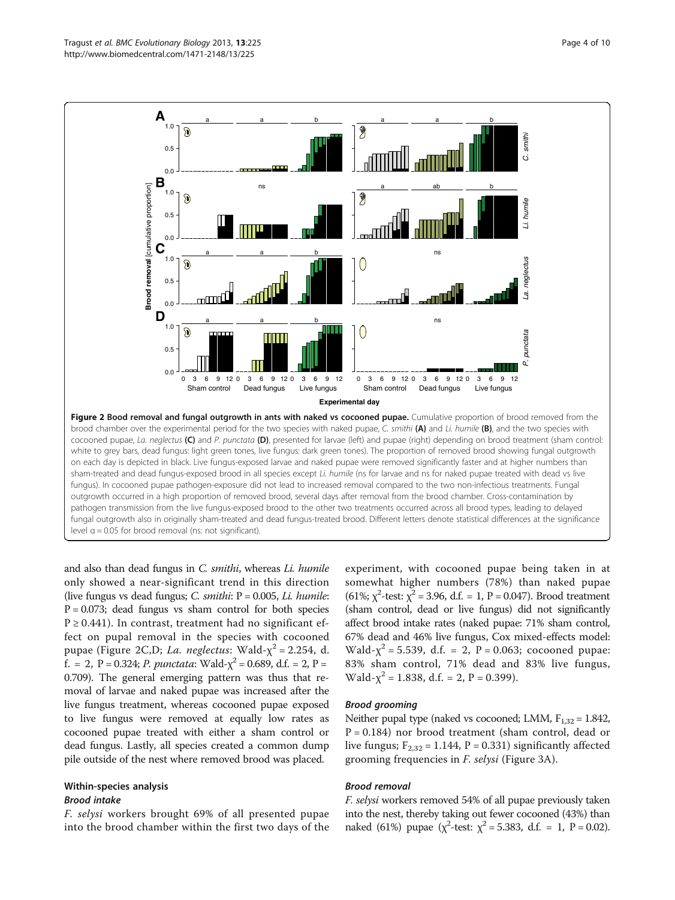**Figure 2 Bood removal and fungal outgrowth in ants with naked vs cocooned pupae.** Cumulative proportion of brood removed from the brood chamber over the experimental period for the two species with naked pupae, *C. smithi* **(A)** and *Li. humile* **(B)**, and the two species with cocooned pupae, *La. neglectus* **(C)** and *P. punctata* **(D)**, presented for larvae (left) and pupae (right) depending on brood treatment (sham control: white to grey bars, dead fungus: light green tones, live fungus: dark green tones). The proportion of removed brood showing fungal outgrowth on each day is depicted in black. Live fungus-exposed larvae and naked pupae were removed significantly faster and at higher numbers than sham-treated and dead fungus-exposed brood in all species except *Li. humile* (ns for larvae and ns for naked pupae treated with dead vs live fungus). In cocooned pupae pathogen-exposure did not lead to increased removal compared to the two non-infectious treatments. Fungal outgrowth occurred in a high proportion of removed brood, several days after removal from the brood chamber. Cross-contamination by pathogen transmission from the live fungus-exposed brood to the other two treatments occurred across all brood types, leading to delayed fungal outgrowth also in originally sham-treated and dead fungus-treated brood. Different letters denote statistical differences at the significance level α = 0.05 for brood removal (ns: not significant).

and also than dead fungus in *C. smithi*, whereas *Li. humile* only showed a near-significant trend in this direction (live fungus vs dead fungus; *C. smithi*: P = 0.005, *Li. humile*: P = 0.073; dead fungus vs sham control for both species P ≥ 0.441). In contrast, treatment had no significant effect on pupal removal in the species with cocooned pupae (Figure 2C,D; *La. neglectus*: Wald-$\chi^2$ = 2.254, d.f. = 2, P = 0.324; *P. punctata*: Wald-$\chi^2$ = 0.689, d.f. = 2, P = 0.709). The general emerging pattern was thus that removal of larvae and naked pupae was increased after the live fungus treatment, whereas cocooned pupae exposed to live fungus were removed at equally low rates as cocooned pupae treated with either a sham control or dead fungus. Lastly, all species created a common dump pile outside of the nest where removed brood was placed.

## Within-species analysis

### Brood intake

*F. selysi* workers brought 69% of all presented pupae into the brood chamber within the first two days of the experiment, with cocooned pupae being taken in at somewhat higher numbers (78%) than naked pupae (61%; $\chi^2$-test: $\chi^2$ = 3.96, d.f. = 1, P = 0.047). Brood treatment (sham control, dead or live fungus) did not significantly affect brood intake rates (naked pupae: 71% sham control, 67% dead and 46% live fungus, Cox mixed-effects model: Wald-$\chi^2$ = 5.539, d.f. = 2, P = 0.063; cocooned pupae: 83% sham control, 71% dead and 83% live fungus, Wald-$\chi^2$ = 1.838, d.f. = 2, P = 0.399).

### Brood grooming

Neither pupal type (naked vs cocooned; LMM, $F_{1,32}$ = 1.842, P = 0.184) nor brood treatment (sham control, dead or live fungus; $F_{2,32}$ = 1.144, P = 0.331) significantly affected grooming frequencies in *F. selysi* (Figure 3A).

### Brood removal

*F. selysi* workers removed 54% of all pupae previously taken into the nest, thereby taking out fewer cocooned (43%) than naked (61%) pupae ($\chi^2$-test: $\chi^2$ = 5.383, d.f. = 1, P = 0.02).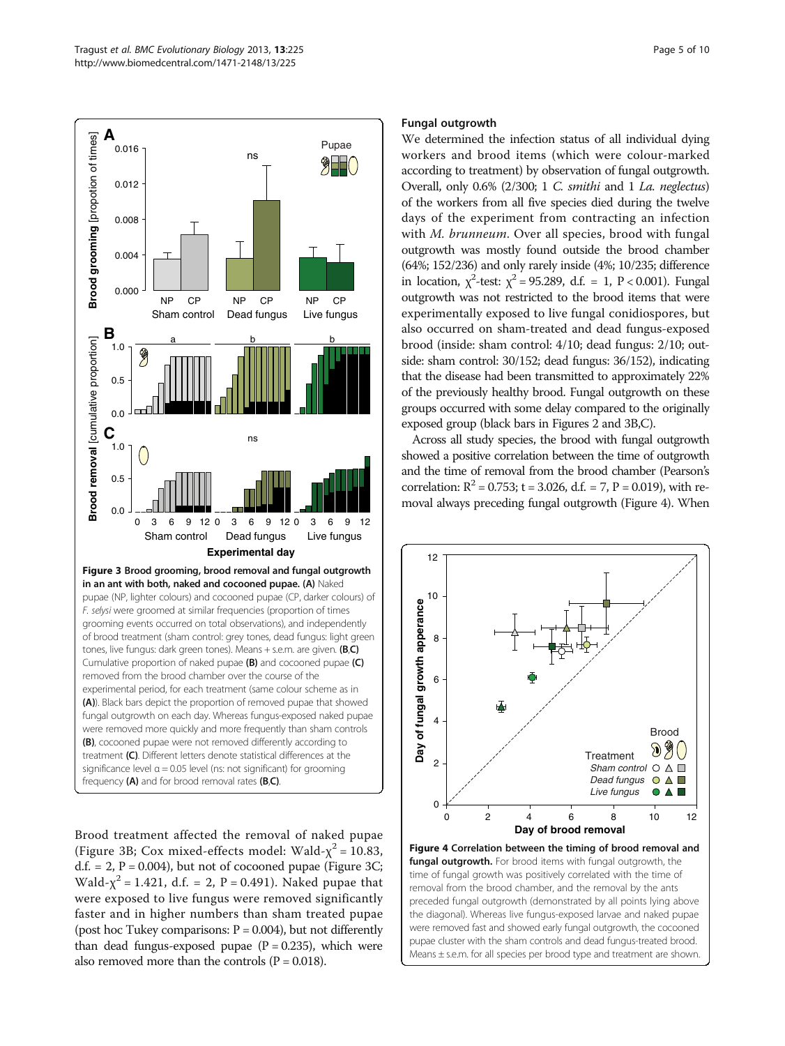Figure 3 Brood grooming, brood removal and fungal outgrowth in an ant with both, naked and cocooned pupae. (A) Naked pupae (NP, lighter colours) and cocooned pupae (CP, darker colours) of *F. selysi* were groomed at similar frequencies (proportion of times grooming events occurred on total observations), and independently of brood treatment (sham control: grey tones, dead fungus: light green tones, live fungus: dark green tones). Means + s.e.m. are given. (B,C) Cumulative proportion of naked pupae (B) and cocooned pupae (C) removed from the brood chamber over the course of the experimental period, for each treatment (same colour scheme as in (A)). Black bars depict the proportion of removed pupae that showed fungal outgrowth on each day. Whereas fungus-exposed naked pupae were removed more quickly and more frequently than sham controls (B), cocooned pupae were not removed differently according to treatment (C). Different letters denote statistical differences at the significance level α = 0.05 level (ns: not significant) for grooming frequency (A) and for brood removal rates (B,C).

Brood treatment affected the removal of naked pupae (Figure 3B; Cox mixed-effects model: Wald-$\chi^2$ = 10.83, d.f. = 2, P = 0.004), but not of cocooned pupae (Figure 3C; Wald-$\chi^2$ = 1.421, d.f. = 2, P = 0.491). Naked pupae that were exposed to live fungus were removed significantly faster and in higher numbers than sham treated pupae (post hoc Tukey comparisons: P = 0.004), but not differently than dead fungus-exposed pupae (P = 0.235), which were also removed more than the controls (P = 0.018).

### Fungal outgrowth

We determined the infection status of all individual dying workers and brood items (which were colour-marked according to treatment) by observation of fungal outgrowth. Overall, only 0.6% (2/300; 1 *C. smithi* and 1 *La. neglectus*) of the workers from all five species died during the twelve days of the experiment from contracting an infection with *M. brunneum*. Over all species, brood with fungal outgrowth was mostly found outside the brood chamber (64%; 152/236) and only rarely inside (4%; 10/235; difference in location, $\chi^2$-test: $\chi^2$ = 95.289, d.f. = 1, P < 0.001). Fungal outgrowth was not restricted to the brood items that were experimentally exposed to live fungal conidiospores, but also occurred on sham-treated and dead fungus-exposed brood (inside: sham control: 4/10; dead fungus: 2/10; outside: sham control: 30/152; dead fungus: 36/152), indicating that the disease had been transmitted to approximately 22% of the previously healthy brood. Fungal outgrowth on these groups occurred with some delay compared to the originally exposed group (black bars in Figures 2 and 3B,C).

Across all study species, the brood with fungal outgrowth showed a positive correlation between the time of outgrowth and the time of removal from the brood chamber (Pearson's correlation: $R^2$ = 0.753; t = 3.026, d.f. = 7, P = 0.019), with removal always preceding fungal outgrowth (Figure 4). When

Figure 4 Correlation between the timing of brood removal and fungal outgrowth. For brood items with fungal outgrowth, the time of fungal growth was positively correlated with the time of removal from the brood chamber, and the removal by the ants preceded fungal outgrowth (demonstrated by all points lying above the diagonal). Whereas live fungus-exposed larvae and naked pupae were removed fast and showed early fungal outgrowth, the cocooned pupae cluster with the sham controls and dead fungus-treated brood. Means ± s.e.m. for all species per brood type and treatment are shown.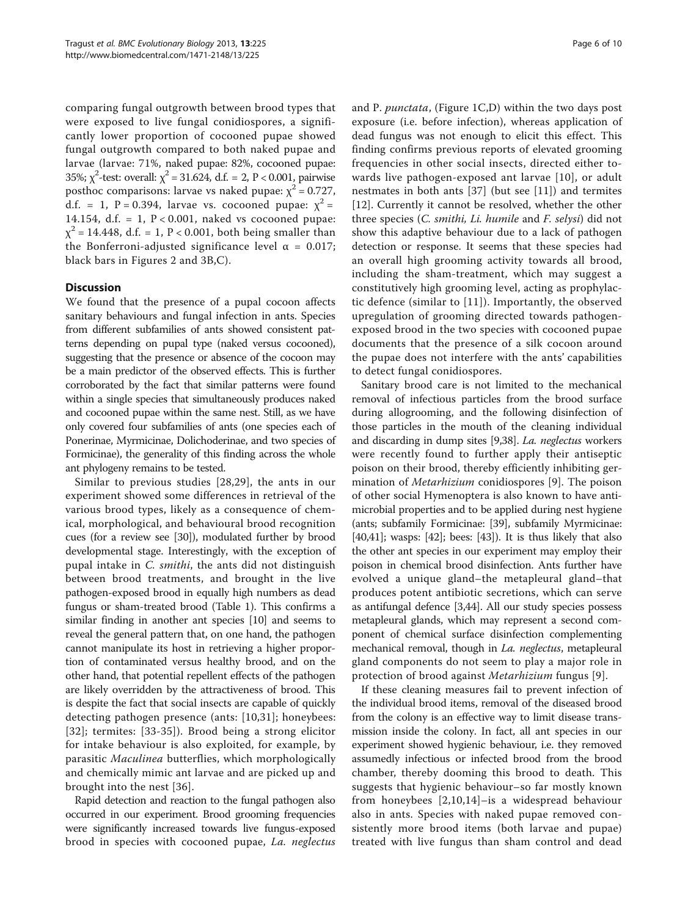comparing fungal outgrowth between brood types that were exposed to live fungal conidiospores, a significantly lower proportion of cocooned pupae showed fungal outgrowth compared to both naked pupae and larvae (larvae: 71%, naked pupae: 82%, cocooned pupae: 35%; $\chi^2$-test: overall: $\chi^2 = 31.624$, d.f. = 2, $P < 0.001$, pairwise posthoc comparisons: larvae vs naked pupae: $\chi^2 = 0.727$, d.f. = 1, $P = 0.394$, larvae vs. cocooned pupae: $\chi^2 = 14.154$, d.f. = 1, $P < 0.001$, naked vs cocooned pupae: $\chi^2 = 14.448$, d.f. = 1, $P < 0.001$, both being smaller than the Bonferroni-adjusted significance level $\alpha = 0.017$; black bars in Figures 2 and 3B,C).

## Discussion

We found that the presence of a pupal cocoon affects sanitary behaviours and fungal infection in ants. Species from different subfamilies of ants showed consistent patterns depending on pupal type (naked versus cocooned), suggesting that the presence or absence of the cocoon may be a main predictor of the observed effects. This is further corroborated by the fact that similar patterns were found within a single species that simultaneously produces naked and cocooned pupae within the same nest. Still, as we have only covered four subfamilies of ants (one species each of Ponerinae, Myrmicinae, Dolichoderinae, and two species of Formicinae), the generality of this finding across the whole ant phylogeny remains to be tested.

Similar to previous studies [28,29], the ants in our experiment showed some differences in retrieval of the various brood types, likely as a consequence of chemical, morphological, and behavioural brood recognition cues (for a review see [30]), modulated further by brood developmental stage. Interestingly, with the exception of pupal intake in *C. smithi*, the ants did not distinguish between brood treatments, and brought in the live pathogen-exposed brood in equally high numbers as dead fungus or sham-treated brood (Table 1). This confirms a similar finding in another ant species [10] and seems to reveal the general pattern that, on one hand, the pathogen cannot manipulate its host in retrieving a higher proportion of contaminated versus healthy brood, and on the other hand, that potential repellent effects of the pathogen are likely overridden by the attractiveness of brood. This is despite the fact that social insects are capable of quickly detecting pathogen presence (ants: [10,31]; honeybees: [32]; termites: [33-35]). Brood being a strong elicitor for intake behaviour is also exploited, for example, by parasitic *Maculinea* butterflies, which morphologically and chemically mimic ant larvae and are picked up and brought into the nest [36].

Rapid detection and reaction to the fungal pathogen also occurred in our experiment. Brood grooming frequencies were significantly increased towards live fungus-exposed brood in species with cocooned pupae, *La. neglectus* and *P. punctata*, (Figure 1C,D) within the two days post exposure (i.e. before infection), whereas application of dead fungus was not enough to elicit this effect. This finding confirms previous reports of elevated grooming frequencies in other social insects, directed either towards live pathogen-exposed ant larvae [10], or adult nestmates in both ants [37] (but see [11]) and termites [12]. Currently it cannot be resolved, whether the other three species (*C. smithi, Li. humile* and *F. selysi*) did not show this adaptive behaviour due to a lack of pathogen detection or response. It seems that these species had an overall high grooming activity towards all brood, including the sham-treatment, which may suggest a constitutively high grooming level, acting as prophylactic defence (similar to [11]). Importantly, the observed upregulation of grooming directed towards pathogen-exposed brood in the two species with cocooned pupae documents that the presence of a silk cocoon around the pupae does not interfere with the ants' capabilities to detect fungal conidiospores.

Sanitary brood care is not limited to the mechanical removal of infectious particles from the brood surface during allogrooming, and the following disinfection of those particles in the mouth of the cleaning individual and discarding in dump sites [9,38]. *La. neglectus* workers were recently found to further apply their antiseptic poison on their brood, thereby efficiently inhibiting germination of *Metarhizium* conidiospores [9]. The poison of other social Hymenoptera is also known to have antimicrobial properties and to be applied during nest hygiene (ants; subfamily Formicinae: [39], subfamily Myrmicinae: [40,41]; wasps: [42]; bees: [43]). It is thus likely that also the other ant species in our experiment may employ their poison in chemical brood disinfection. Ants further have evolved a unique gland–the metapleural gland–that produces potent antibiotic secretions, which can serve as antifungal defence [3,44]. All our study species possess metapleural glands, which may represent a second component of chemical surface disinfection complementing mechanical removal, though in *La. neglectus*, metapleural gland components do not seem to play a major role in protection of brood against *Metarhizium* fungus [9].

If these cleaning measures fail to prevent infection of the individual brood items, removal of the diseased brood from the colony is an effective way to limit disease transmission inside the colony. In fact, all ant species in our experiment showed hygienic behaviour, i.e. they removed assumedly infectious or infected brood from the brood chamber, thereby dooming this brood to death. This suggests that hygienic behaviour–so far mostly known from honeybees [2,10,14]–is a widespread behaviour also in ants. Species with naked pupae removed consistently more brood items (both larvae and pupae) treated with live fungus than sham control and dead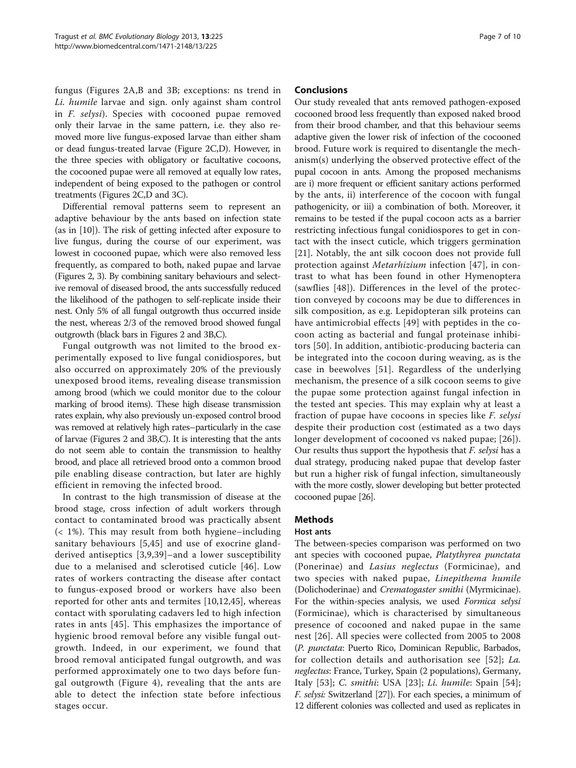fungus (Figures 2A,B and 3B; exceptions: ns trend in *Li. humile* larvae and sign. only against sham control in *F. selysi*). Species with cocooned pupae removed only their larvae in the same pattern, i.e. they also removed more live fungus-exposed larvae than either sham or dead fungus-treated larvae (Figure 2C,D). However, in the three species with obligatory or facultative cocoons, the cocooned pupae were all removed at equally low rates, independent of being exposed to the pathogen or control treatments (Figures 2C,D and 3C).

Differential removal patterns seem to represent an adaptive behaviour by the ants based on infection state (as in [10]). The risk of getting infected after exposure to live fungus, during the course of our experiment, was lowest in cocooned pupae, which were also removed less frequently, as compared to both, naked pupae and larvae (Figures 2, 3). By combining sanitary behaviours and selective removal of diseased brood, the ants successfully reduced the likelihood of the pathogen to self-replicate inside their nest. Only 5% of all fungal outgrowth thus occurred inside the nest, whereas 2/3 of the removed brood showed fungal outgrowth (black bars in Figures 2 and 3B,C).

Fungal outgrowth was not limited to the brood experimentally exposed to live fungal conidiospores, but also occurred on approximately 20% of the previously unexposed brood items, revealing disease transmission among brood (which we could monitor due to the colour marking of brood items). These high disease transmission rates explain, why also previously un-exposed control brood was removed at relatively high rates–particularly in the case of larvae (Figures 2 and 3B,C). It is interesting that the ants do not seem able to contain the transmission to healthy brood, and place all retrieved brood onto a common brood pile enabling disease contraction, but later are highly efficient in removing the infected brood.

In contrast to the high transmission of disease at the brood stage, cross infection of adult workers through contact to contaminated brood was practically absent (< 1%). This may result from both hygiene–including sanitary behaviours [5,45] and use of exocrine gland-derived antiseptics [3,9,39]–and a lower susceptibility due to a melanised and sclerotised cuticle [46]. Low rates of workers contracting the disease after contact to fungus-exposed brood or workers have also been reported for other ants and termites [10,12,45], whereas contact with sporulating cadavers led to high infection rates in ants [45]. This emphasizes the importance of hygienic brood removal before any visible fungal outgrowth. Indeed, in our experiment, we found that brood removal anticipated fungal outgrowth, and was performed approximately one to two days before fungal outgrowth (Figure 4), revealing that the ants are able to detect the infection state before infectious stages occur.

## Conclusions

Our study revealed that ants removed pathogen-exposed cocooned brood less frequently than exposed naked brood from their brood chamber, and that this behaviour seems adaptive given the lower risk of infection of the cocooned brood. Future work is required to disentangle the mechanism(s) underlying the observed protective effect of the pupal cocoon in ants. Among the proposed mechanisms are i) more frequent or efficient sanitary actions performed by the ants, ii) interference of the cocoon with fungal pathogenicity, or iii) a combination of both. Moreover, it remains to be tested if the pupal cocoon acts as a barrier restricting infectious fungal conidiospores to get in contact with the insect cuticle, which triggers germination [21]. Notably, the ant silk cocoon does not provide full protection against *Metarhizium* infection [47], in contrast to what has been found in other Hymenoptera (sawflies [48]). Differences in the level of the protection conveyed by cocoons may be due to differences in silk composition, as e.g. Lepidopteran silk proteins can have antimicrobial effects [49] with peptides in the cocoon acting as bacterial and fungal proteinase inhibitors [50]. In addition, antibiotic-producing bacteria can be integrated into the cocoon during weaving, as is the case in beewolves [51]. Regardless of the underlying mechanism, the presence of a silk cocoon seems to give the pupae some protection against fungal infection in the tested ant species. This may explain why at least a fraction of pupae have cocoons in species like *F. selysi* despite their production cost (estimated as a two days longer development of cocooned vs naked pupae; [26]). Our results thus support the hypothesis that *F. selysi* has a dual strategy, producing naked pupae that develop faster but run a higher risk of fungal infection, simultaneously with the more costly, slower developing but better protected cocooned pupae [26].

## Methods

### Host ants

The between-species comparison was performed on two ant species with cocooned pupae, *Platythyrea punctata* (Ponerinae) and *Lasius neglectus* (Formicinae), and two species with naked pupae, *Linepithema humile* (Dolichoderinae) and *Crematogaster smithi* (Myrmicinae). For the within-species analysis, we used *Formica selysi* (Formicinae), which is characterised by simultaneous presence of cocooned and naked pupae in the same nest [26]. All species were collected from 2005 to 2008 (*P. punctata*: Puerto Rico, Dominican Republic, Barbados, for collection details and authorisation see [52]; *La. neglectus*: France, Turkey, Spain (2 populations), Germany, Italy [53]; *C. smithi*: USA [23]; *Li. humile*: Spain [54]; *F. selysi:* Switzerland [27]). For each species, a minimum of 12 different colonies was collected and used as replicates in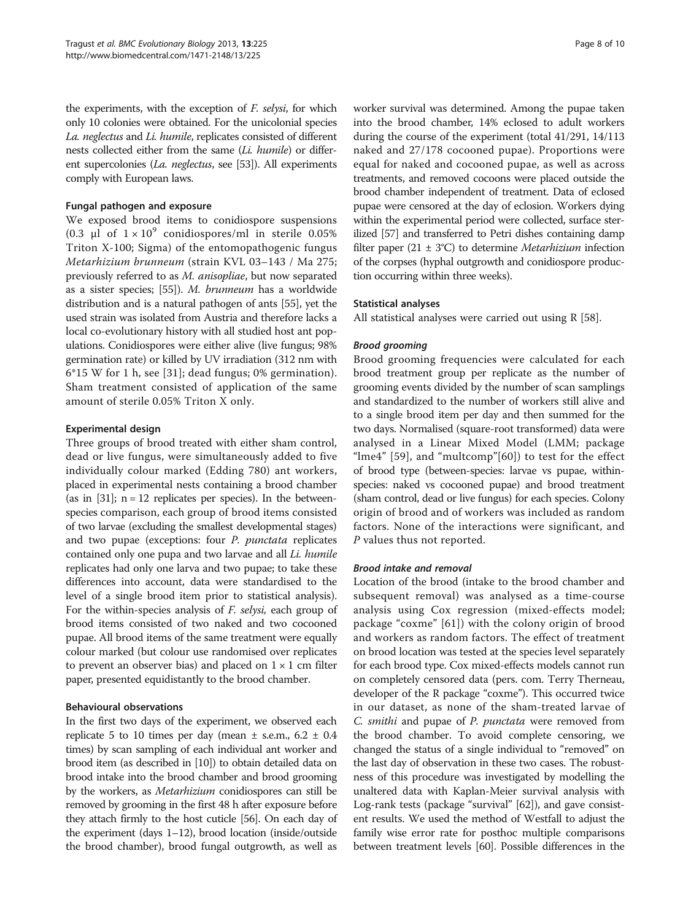the experiments, with the exception of *F. selysi*, for which only 10 colonies were obtained. For the unicolonial species *La. neglectus* and *Li. humile*, replicates consisted of different nests collected either from the same (*Li. humile*) or different supercolonies (*La. neglectus*, see [53]). All experiments comply with European laws.

#### Fungal pathogen and exposure

We exposed brood items to conidiospore suspensions (0.3 μl of $1 \times 10^9$ conidiospores/ml in sterile 0.05% Triton X-100; Sigma) of the entomopathogenic fungus *Metarhizium brunneum* (strain KVL 03–143 / Ma 275; previously referred to as *M. anisopliae*, but now separated as a sister species; [55]). *M. brunneum* has a worldwide distribution and is a natural pathogen of ants [55], yet the used strain was isolated from Austria and therefore lacks a local co-evolutionary history with all studied host ant populations. Conidiospores were either alive (live fungus; 98% germination rate) or killed by UV irradiation (312 nm with 6*15 W for 1 h, see [31]; dead fungus; 0% germination). Sham treatment consisted of application of the same amount of sterile 0.05% Triton X only.

#### Experimental design

Three groups of brood treated with either sham control, dead or live fungus, were simultaneously added to five individually colour marked (Edding 780) ant workers, placed in experimental nests containing a brood chamber (as in [31]; n = 12 replicates per species). In the between-species comparison, each group of brood items consisted of two larvae (excluding the smallest developmental stages) and two pupae (exceptions: four *P. punctata* replicates contained only one pupa and two larvae and all *Li. humile* replicates had only one larva and two pupae; to take these differences into account, data were standardised to the level of a single brood item prior to statistical analysis). For the within-species analysis of *F. selysi,* each group of brood items consisted of two naked and two cocooned pupae. All brood items of the same treatment were equally colour marked (but colour use randomised over replicates to prevent an observer bias) and placed on 1 × 1 cm filter paper, presented equidistantly to the brood chamber.

#### Behavioural observations

In the first two days of the experiment, we observed each replicate 5 to 10 times per day (mean ± s.e.m., 6.2 ± 0.4 times) by scan sampling of each individual ant worker and brood item (as described in [10]) to obtain detailed data on brood intake into the brood chamber and brood grooming by the workers, as *Metarhizium* conidiospores can still be removed by grooming in the first 48 h after exposure before they attach firmly to the host cuticle [56]. On each day of the experiment (days 1–12), brood location (inside/outside the brood chamber), brood fungal outgrowth, as well as worker survival was determined. Among the pupae taken into the brood chamber, 14% eclosed to adult workers during the course of the experiment (total 41/291, 14/113 naked and 27/178 cocooned pupae). Proportions were equal for naked and cocooned pupae, as well as across treatments, and removed cocoons were placed outside the brood chamber independent of treatment. Data of eclosed pupae were censored at the day of eclosion. Workers dying within the experimental period were collected, surface sterilized [57] and transferred to Petri dishes containing damp filter paper (21 ± 3°C) to determine *Metarhizium* infection of the corpses (hyphal outgrowth and conidiospore production occurring within three weeks).

#### Statistical analyses

All statistical analyses were carried out using R [58].

##### *Brood grooming*

Brood grooming frequencies were calculated for each brood treatment group per replicate as the number of grooming events divided by the number of scan samplings and standardized to the number of workers still alive and to a single brood item per day and then summed for the two days. Normalised (square-root transformed) data were analysed in a Linear Mixed Model (LMM; package "lme4" [59], and "multcomp"[60]) to test for the effect of brood type (between-species: larvae vs pupae, within-species: naked vs cocooned pupae) and brood treatment (sham control, dead or live fungus) for each species. Colony origin of brood and of workers was included as random factors. None of the interactions were significant, and *P* values thus not reported.

##### *Brood intake and removal*

Location of the brood (intake to the brood chamber and subsequent removal) was analysed as a time-course analysis using Cox regression (mixed-effects model; package "coxme" [61]) with the colony origin of brood and workers as random factors. The effect of treatment on brood location was tested at the species level separately for each brood type. Cox mixed-effects models cannot run on completely censored data (pers. com. Terry Therneau, developer of the R package "coxme"). This occurred twice in our dataset, as none of the sham-treated larvae of *C. smithi* and pupae of *P. punctata* were removed from the brood chamber. To avoid complete censoring, we changed the status of a single individual to "removed" on the last day of observation in these two cases. The robustness of this procedure was investigated by modelling the unaltered data with Kaplan-Meier survival analysis with Log-rank tests (package "survival" [62]), and gave consistent results. We used the method of Westfall to adjust the family wise error rate for posthoc multiple comparisons between treatment levels [60]. Possible differences in the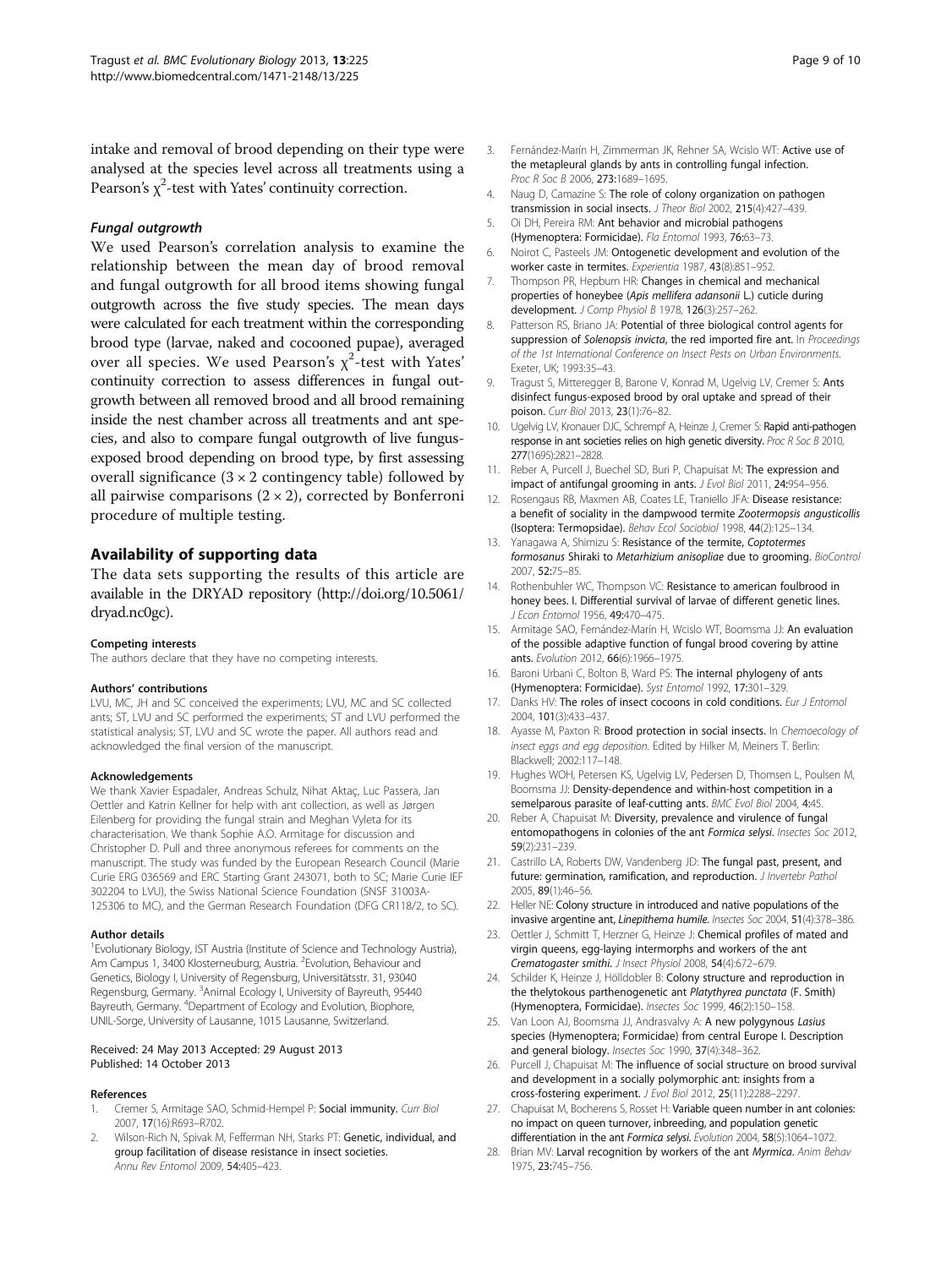intake and removal of brood depending on their type were analysed at the species level across all treatments using a Pearson's $\chi^2$-test with Yates' continuity correction.

#### *Fungal outgrowth*

We used Pearson's correlation analysis to examine the relationship between the mean day of brood removal and fungal outgrowth for all brood items showing fungal outgrowth across the five study species. The mean days were calculated for each treatment within the corresponding brood type (larvae, naked and cocooned pupae), averaged over all species. We used Pearson's $\chi^2$-test with Yates' continuity correction to assess differences in fungal outgrowth between all removed brood and all brood remaining inside the nest chamber across all treatments and ant species, and also to compare fungal outgrowth of live fungus-exposed brood depending on brood type, by first assessing overall significance ($3 \times 2$ contingency table) followed by all pairwise comparisons ($2 \times 2$), corrected by Bonferroni procedure of multiple testing.

## Availability of supporting data

The data sets supporting the results of this article are available in the DRYAD repository (http://doi.org/10.5061/dryad.nc0gc).

#### Competing interests

The authors declare that they have no competing interests.

#### Authors' contributions

LVU, MC, JH and SC conceived the experiments; LVU, MC and SC collected ants; ST, LVU and SC performed the experiments; ST and LVU performed the statistical analysis; ST, LVU and SC wrote the paper. All authors read and acknowledged the final version of the manuscript.

#### Acknowledgements

We thank Xavier Espadaler, Andreas Schulz, Nihat Aktaç, Luc Passera, Jan Oettler and Katrin Kellner for help with ant collection, as well as Jørgen Eilenberg for providing the fungal strain and Meghan Vyleta for its characterisation. We thank Sophie A.O. Armitage for discussion and Christopher D. Pull and three anonymous referees for comments on the manuscript. The study was funded by the European Research Council (Marie Curie ERG 036569 and ERC Starting Grant 243071, both to SC; Marie Curie IEF 302204 to LVU), the Swiss National Science Foundation (SNSF 31003A-125306 to MC), and the German Research Foundation (DFG CR118/2, to SC).

#### Author details

[1]Evolutionary Biology, IST Austria (Institute of Science and Technology Austria), Am Campus 1, 3400 Klosterneuburg, Austria. [2]Evolution, Behaviour and Genetics, Biology I, University of Regensburg, Universitätsstr. 31, 93040 Regensburg, Germany. [3]Animal Ecology I, University of Bayreuth, 95440 Bayreuth, Germany. [4]Department of Ecology and Evolution, Biophore, UNIL-Sorge, University of Lausanne, 1015 Lausanne, Switzerland.

Received: 24 May 2013 Accepted: 29 August 2013
Published: 14 October 2013

#### References

1. Cremer S, Armitage SAO, Schmid-Hempel P: Social immunity. *Curr Biol* 2007, 17(16):R693–R702.
2. Wilson-Rich N, Spivak M, Fefferman NH, Starks PT: Genetic, individual, and group facilitation of disease resistance in insect societies. *Annu Rev Entomol* 2009, 54:405–423.
3. Fernández-Marín H, Zimmerman JK, Rehner SA, Wcislo WT: Active use of the metapleural glands by ants in controlling fungal infection. *Proc R Soc B* 2006, 273:1689–1695.
4. Naug D, Camazine S: The role of colony organization on pathogen transmission in social insects. *J Theor Biol* 2002, 215(4):427–439.
5. Oi DH, Pereira RM: Ant behavior and microbial pathogens (Hymenoptera: Formicidae). *Fla Entomol* 1993, 76:63–73.
6. Noirot C, Pasteels JM: Ontogenetic development and evolution of the worker caste in termites. *Experientia* 1987, 43(8):851–952.
7. Thompson PR, Hepburn HR: Changes in chemical and mechanical properties of honeybee (*Apis mellifera adansonii* L.) cuticle during development. *J Comp Physiol B* 1978, 126(3):257–262.
8. Patterson RS, Briano JA: Potential of three biological control agents for suppression of *Solenopsis invicta*, the red imported fire ant. In *Proceedings of the 1st International Conference on Insect Pests on Urban Environments.* Exeter, UK; 1993:35–43.
9. Tragust S, Mitteregger B, Barone V, Konrad M, Ugelvig LV, Cremer S: Ants disinfect fungus-exposed brood by oral uptake and spread of their poison. *Curr Biol* 2013, 23(1):76–82.
10. Ugelvig LV, Kronauer DJC, Schrempf A, Heinze J, Cremer S: Rapid anti-pathogen response in ant societies relies on high genetic diversity. *Proc R Soc B* 2010, 277(1695):2821–2828.
11. Reber A, Purcell J, Buechel SD, Buri P, Chapuisat M: The expression and impact of antifungal grooming in ants. *J Evol Biol* 2011, 24:954–956.
12. Rosengaus RB, Maxmen AB, Coates LE, Traniello JFA: Disease resistance: a benefit of sociality in the dampwood termite *Zootermopsis angusticollis* (Isoptera: Termopsidae). *Behav Ecol Sociobiol* 1998, 44(2):125–134.
13. Yanagawa A, Shimizu S: Resistance of the termite, *Coptotermes formosanus* Shiraki to *Metarhizium anisopliae* due to grooming. *BioControl* 2007, 52:75–85.
14. Rothenbuhler WC, Thompson VC: Resistance to american foulbrood in honey bees. I. Differential survival of larvae of different genetic lines. *J Econ Entomol* 1956, 49:470–475.
15. Armitage SAO, Fernández-Marín H, Wcislo WT, Boomsma JJ: An evaluation of the possible adaptive function of fungal brood covering by attine ants. *Evolution* 2012, 66(6):1966–1975.
16. Baroni Urbani C, Bolton B, Ward PS: The internal phylogeny of ants (Hymenoptera: Formicidae). *Syst Entomol* 1992, 17:301–329.
17. Danks HV: The roles of insect cocoons in cold conditions. *Eur J Entomol* 2004, 101(3):433–437.
18. Ayasse M, Paxton R: Brood protection in social insects. In *Chemoecology of insect eggs and egg deposition.* Edited by Hilker M, Meiners T. Berlin: Blackwell; 2002:117–148.
19. Hughes WOH, Petersen KS, Ugelvig LV, Pedersen D, Thomsen L, Poulsen M, Boomsma JJ: Density-dependence and within-host competition in a semelparous parasite of leaf-cutting ants. *BMC Evol Biol* 2004, 4:45.
20. Reber A, Chapuisat M: Diversity, prevalence and virulence of fungal entomopathogens in colonies of the ant *Formica selysi*. *Insectes Soc* 2012, 59(2):231–239.
21. Castrillo LA, Roberts DW, Vandenberg JD: The fungal past, present, and future: germination, ramification, and reproduction. *J Invertebr Pathol* 2005, 89(1):46–56.
22. Heller NE: Colony structure in introduced and native populations of the invasive argentine ant, *Linepithema humile*. *Insectes Soc* 2004, 51(4):378–386.
23. Oettler J, Schmitt T, Herzner G, Heinze J: Chemical profiles of mated and virgin queens, egg-laying intermorphs and workers of the ant *Crematogaster smithi*. *J Insect Physiol* 2008, 54(4):672–679.
24. Schilder K, Heinze J, Hölldobler B: Colony structure and reproduction in the thelytokous parthenogenetic ant *Platythyrea punctata* (F. Smith) (Hymenoptera, Formicidae). *Insectes Soc* 1999, 46(2):150–158.
25. Van Loon AJ, Boomsma JJ, Andrasvalvy A: A new polygynous *Lasius* species (Hymenoptera; Formicidae) from central Europe I. Description and general biology. *Insectes Soc* 1990, 37(4):348–362.
26. Purcell J, Chapuisat M: The influence of social structure on brood survival and development in a socially polymorphic ant: insights from a cross-fostering experiment. *J Evol Biol* 2012, 25(11):2288–2297.
27. Chapuisat M, Bocherens S, Rosset H: Variable queen number in ant colonies: no impact on queen turnover, inbreeding, and population genetic differentiation in the ant *Formica selysi*. *Evolution* 2004, 58(5):1064–1072.
28. Brian MV: Larval recognition by workers of the ant *Myrmica*. *Anim Behav* 1975, 23:745–756.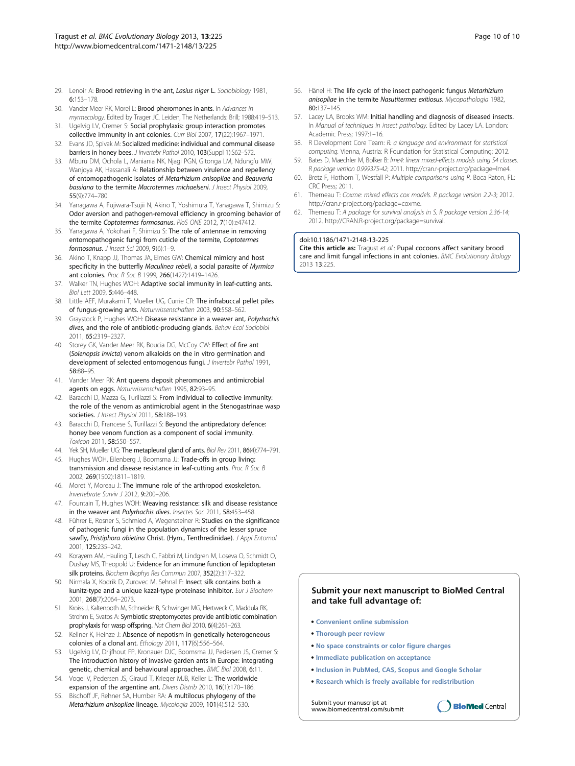29. Lenoir A: **Brood retrieving in the ant, *Lasius niger* L.** *Sociobiology* 1981, **6:**153–178.
30. Vander Meer RK, Morel L: **Brood pheromones in ants.** In *Advances in myrmecology.* Edited by Trager JC. Leiden, The Netherlands: Brill; 1988:419–513.
31. Ugelvig LV, Cremer S: **Social prophylaxis: group interaction promotes collective immunity in ant colonies.** *Curr Biol* 2007, **17**(22):1967–1971.
32. Evans JD, Spivak M: **Socialized medicine: individual and communal disease barriers in honey bees.** *J Invertebr Pathol* 2010, **103**(Suppl 1):S62–S72.
33. Mburu DM, Ochola L, Maniania NK, Njagi PGN, Gitonga LM, Ndung'u MW, Wanjoya AK, Hassanali A: **Relationship between virulence and repellency of entomopathogenic isolates of *Metarhizium anisopliae* and *Beauveria bassiana* to the termite *Macrotermes michaelseni*.** *J Insect Physiol* 2009, **55**(9):774–780.
34. Yanagawa A, Fujiwara-Tsujii N, Akino T, Yoshimura T, Yanagawa T, Shimizu S: **Odor aversion and pathogen-removal efficiency in grooming behavior of the termite *Coptotermes formosanus*.** *PloS ONE* 2012, **7**(10):e47412.
35. Yanagawa A, Yokohari F, Shimizu S: **The role of antennae in removing entomopathogenic fungi from cuticle of the termite, *Coptotermes formosanus*.** *J Insect Sci* 2009, **9**(6):1–9.
36. Akino T, Knapp JJ, Thomas JA, Elmes GW: **Chemical mimicry and host specificity in the butterfly *Maculinea rebeli*, a social parasite of *Myrmica* ant colonies.** *Proc R Soc B* 1999, **266**(1427):1419–1426.
37. Walker TN, Hughes WOH: **Adaptive social immunity in leaf-cutting ants.** *Biol Lett* 2009, **5:**446–448.
38. Little AEF, Murakami T, Mueller UG, Currie CR: **The infrabuccal pellet piles of fungus-growing ants.** *Naturwissenschaften* 2003, **90:**558–562.
39. Graystock P, Hughes WOH: **Disease resistance in a weaver ant, *Polyrhachis dives*, and the role of antibiotic-producing glands.** *Behav Ecol Sociobiol* 2011, **65:**2319–2327.
40. Storey GK, Vander Meer RK, Boucia DG, McCoy CW: **Effect of fire ant (*Solenopsis invicta*) venom alkaloids on the in vitro germination and development of selected entomogenous fungi.** *J Invertebr Pathol* 1991, **58:**88–95.
41. Vander Meer RK: **Ant queens deposit pheromones and antimicrobial agents on eggs.** *Naturwissenschaften* 1995, **82:**93–95.
42. Baracchi D, Mazza G, Turillazzi S: **From individual to collective immunity: the role of the venom as antimicrobial agent in the Stenogastrinae wasp societies.** *J Insect Physiol* 2011, **58:**188–193.
43. Baracchi D, Francese S, Turillazzi S: **Beyond the antipredatory defence: honey bee venom function as a component of social immunity.** *Toxicon* 2011, **58:**550–557.
44. Yek SH, Mueller UG: **The metapleural gland of ants.** *Biol Rev* 2011, **86**(4):774–791.
45. Hughes WOH, Eilenberg J, Boomsma JJ: **Trade-offs in group living: transmission and disease resistance in leaf-cutting ants.** *Proc R Soc B* 2002, **269**(1502):1811–1819.
46. Moret Y, Moreau J: **The immune role of the arthropod exoskeleton.** *Invertebrate Surviv J* 2012, **9:**200–206.
47. Fountain T, Hughes WOH: **Weaving resistance: silk and disease resistance in the weaver ant *Polyrhachis dives*.** *Insectes Soc* 2011, **58:**453–458.
48. Führer E, Rosner S, Schmied A, Wegensteiner R: **Studies on the significance of pathogenic fungi in the population dynamics of the lesser spruce sawfly, *Pristiphora abietina* Christ. (Hym., Tenthredinidae).** *J Appl Entomol* 2001, **125:**235–242.
49. Korayem AM, Hauling T, Lesch C, Fabbri M, Lindgren M, Loseva O, Schmidt O, Dushay MS, Theopold U: **Evidence for an immune function of lepidopteran silk proteins.** *Biochem Biophys Res Commun* 2007, **352**(2):317–322.
50. Nirmala X, Kodrik D, Zurovec M, Sehnal F: **Insect silk contains both a kunitz-type and a unique kazal-type proteinase inhibitor.** *Eur J Biochem* 2001, **268**(7):2064–2073.
51. Kroiss J, Kaltenpoth M, Schneider B, Schwinger MG, Hertweck C, Maddula RK, Strohm E, Svatos A: **Symbiotic streptomycetes provide antibiotic combination prophylaxis for wasp offspring.** *Nat Chem Biol* 2010, **6**(4):261–263.
52. Kellner K, Heinze J: **Absence of nepotism in genetically heterogeneous colonies of a clonal ant.** *Ethology* 2011, **117**(6):556–564.
53. Ugelvig LV, Drijfhout FP, Kronauer DJC, Boomsma JJ, Pedersen JS, Cremer S: **The introduction history of invasive garden ants in Europe: integrating genetic, chemical and behavioural approaches.** *BMC Biol* 2008, **6:**11.
54. Vogel V, Pedersen JS, Giraud T, Krieger MJB, Keller L: **The worldwide expansion of the argentine ant.** *Divers Distrib* 2010, **16**(1):170–186.
55. Bischoff JF, Rehner SA, Humber RA: **A multilocus phylogeny of the *Metarhizium anisopliae* lineage.** *Mycologia* 2009, **101**(4):512–530.
56. Hänel H: **The life cycle of the insect pathogenic fungus *Metarhizium anisopliae* in the termite *Nasutitermes exitiosus*.** *Mycopathologia* 1982, **80:**137–145.
57. Lacey LA, Brooks WM: **Initial handling and diagnosis of diseased insects.** In *Manual of techniques in insect pathology.* Edited by Lacey LA. London: Academic Press; 1997:1–16.
58. R Development Core Team: *R: a language and environment for statistical computing.* Vienna, Austria: R Foundation for Statistical Computing; 2012.
59. Bates D, Maechler M, Bolker B: *lme4: linear mixed-effects models using S4 classes. R package version 0.999375-42*; 2011. http://cran.r-project.org/package=lme4.
60. Bretz F, Hothorn T, Westfall P: *Multiple comparisons using R.* Boca Raton, FL: CRC Press; 2011.
61. Therneau T: *Coxme: mixed effects cox models. R package version 2.2-3*; 2012. http://cran.r-project.org/package=coxme.
62. Therneau T: *A package for survival analysis in S. R package version 2.36-14*; 2012. http://CRAN.R-project.org/package=survival.

doi:10.1186/1471-2148-13-225

**Cite this article as:** Tragust *et al.*: Pupal cocoons affect sanitary brood care and limit fungal infections in ant colonies. *BMC Evolutionary Biology* 2013 **13**:225.

**Submit your next manuscript to BioMed Central and take full advantage of:**

- **Convenient online submission**
- **Thorough peer review**
- **No space constraints or color figure charges**
- **Immediate publication on acceptance**
- **Inclusion in PubMed, CAS, Scopus and Google Scholar**
- **Research which is freely available for redistribution**

Submit your manuscript at www.biomedcentral.com/submit

BioMed Central